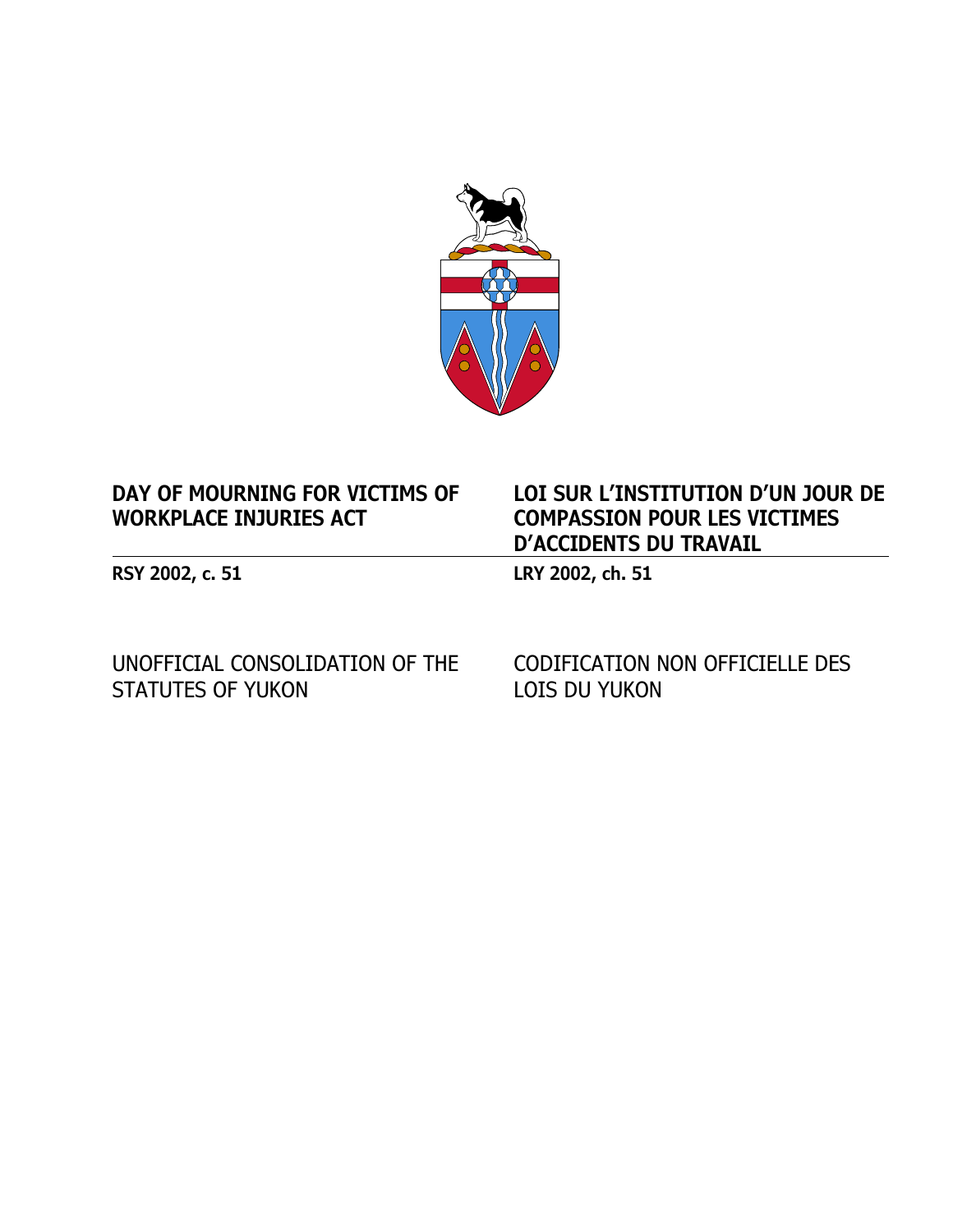# DAY OF MOURNING FOR VICTIMS OF WORKPLACE INJURIES ACT

# LOI SUR L'INSTITUTION D'UN JOUR DE COMPASSION POUR LES VICTIMES D'ACCIDENTS DU TRAVAIL

**RSY 2002, c. 51**

**LRY 2002, ch. 51**

UNOFFICIAL CONSOLIDATION OF THE STATUTES OF YUKON

CODIFICATION NON OFFICIELLE DES LOIS DU YUKON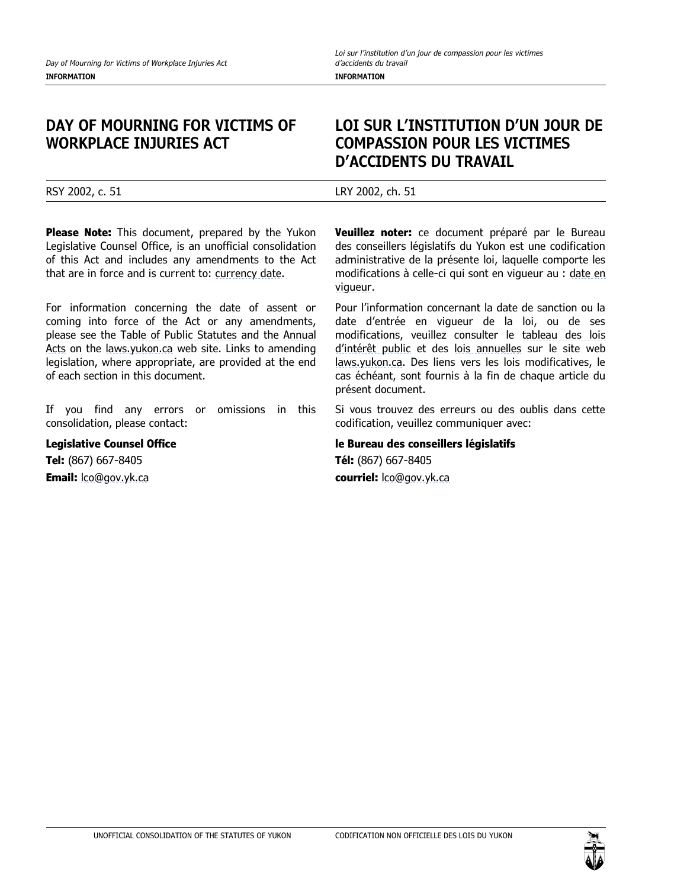# DAY OF MOURNING FOR VICTIMS OF WORKPLACE INJURIES ACT

RSY 2002, c. 51

**Please Note:** This document, prepared by the Yukon Legislative Counsel Office, is an unofficial consolidation of this Act and includes any amendments to the Act that are in force and is current to: currency date.

For information concerning the date of assent or coming into force of the Act or any amendments, please see the Table of Public Statutes and the Annual Acts on the laws.yukon.ca web site. Links to amending legislation, where appropriate, are provided at the end of each section in this document.

If you find any errors or omissions in this consolidation, please contact:

**Legislative Counsel Office**

**Tel:** (867) 667-8405

**Email:** lco@gov.yk.ca

# LOI SUR L'INSTITUTION D'UN JOUR DE COMPASSION POUR LES VICTIMES D'ACCIDENTS DU TRAVAIL

LRY 2002, ch. 51

**Veuillez noter:** ce document préparé par le Bureau des conseillers législatifs du Yukon est une codification administrative de la présente loi, laquelle comporte les modifications à celle-ci qui sont en vigueur au : date en vigueur.

Pour l'information concernant la date de sanction ou la date d'entrée en vigueur de la loi, ou de ses modifications, veuillez consulter le tableau des lois d'intérêt public et des lois annuelles sur le site web laws.yukon.ca. Des liens vers les lois modificatives, le cas échéant, sont fournis à la fin de chaque article du présent document.

Si vous trouvez des erreurs ou des oublis dans cette codification, veuillez communiquer avec:

**le Bureau des conseillers législatifs**

**Tél:** (867) 667-8405

**courriel:** lco@gov.yk.ca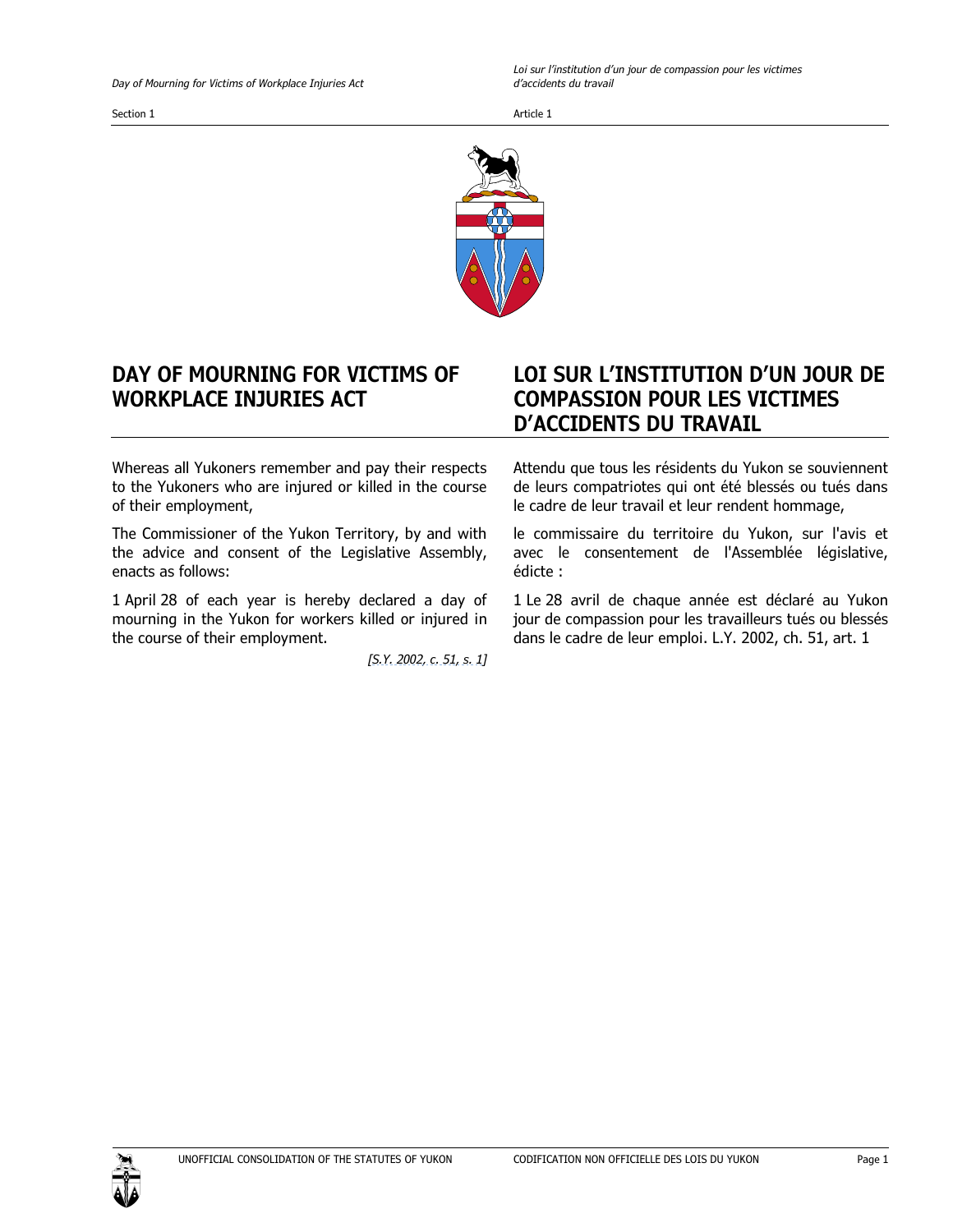# DAY OF MOURNING FOR VICTIMS OF WORKPLACE INJURIES ACT

Whereas all Yukoners remember and pay their respects to the Yukoners who are injured or killed in the course of their employment,

The Commissioner of the Yukon Territory, by and with the advice and consent of the Legislative Assembly, enacts as follows:

1 April 28 of each year is hereby declared a day of mourning in the Yukon for workers killed or injured in the course of their employment.

[S.Y. 2002, c. 51, s. 1]

# LOI SUR L'INSTITUTION D'UN JOUR DE COMPASSION POUR LES VICTIMES D'ACCIDENTS DU TRAVAIL

Attendu que tous les résidents du Yukon se souviennent de leurs compatriotes qui ont été blessés ou tués dans le cadre de leur travail et leur rendent hommage,

le commissaire du territoire du Yukon, sur l'avis et avec le consentement de l'Assemblée législative, édicte :

1 Le 28 avril de chaque année est déclaré au Yukon jour de compassion pour les travailleurs tués ou blessés dans le cadre de leur emploi. L.Y. 2002, ch. 51, art. 1